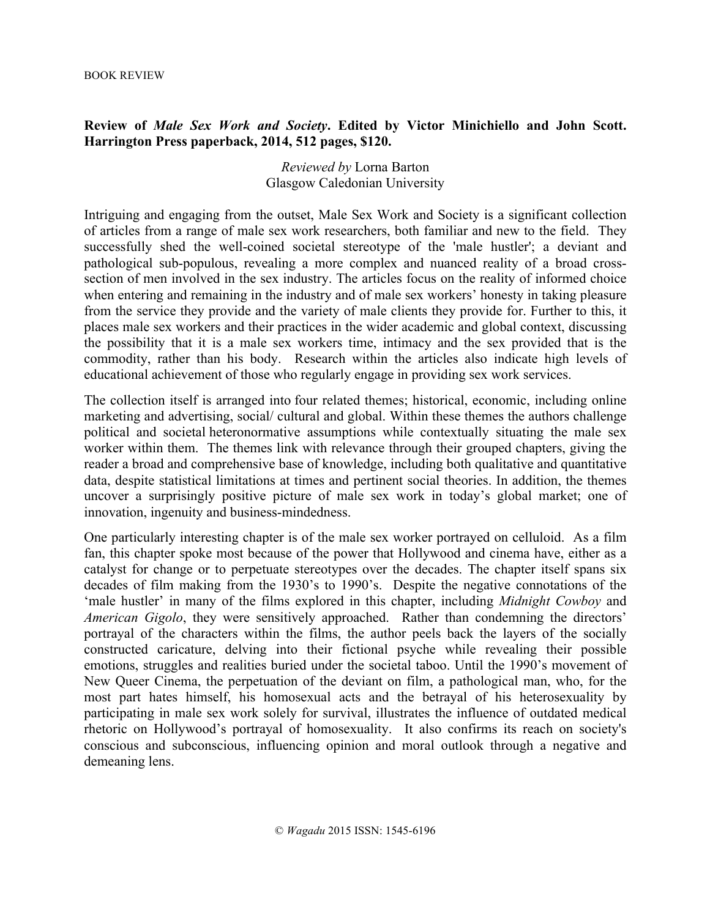BOOK REVIEW

**Review of *Male Sex Work and Society*. Edited by Victor Minichiello and John Scott. Harrington Press paperback, 2014, 512 pages, $120.**

*Reviewed by* Lorna Barton
Glasgow Caledonian University

Intriguing and engaging from the outset, Male Sex Work and Society is a significant collection of articles from a range of male sex work researchers, both familiar and new to the field. They successfully shed the well-coined societal stereotype of the 'male hustler'; a deviant and pathological sub-populous, revealing a more complex and nuanced reality of a broad cross-section of men involved in the sex industry. The articles focus on the reality of informed choice when entering and remaining in the industry and of male sex workers' honesty in taking pleasure from the service they provide and the variety of male clients they provide for. Further to this, it places male sex workers and their practices in the wider academic and global context, discussing the possibility that it is a male sex workers time, intimacy and the sex provided that is the commodity, rather than his body. Research within the articles also indicate high levels of educational achievement of those who regularly engage in providing sex work services.

The collection itself is arranged into four related themes; historical, economic, including online marketing and advertising, social/ cultural and global. Within these themes the authors challenge political and societal heteronormative assumptions while contextually situating the male sex worker within them. The themes link with relevance through their grouped chapters, giving the reader a broad and comprehensive base of knowledge, including both qualitative and quantitative data, despite statistical limitations at times and pertinent social theories. In addition, the themes uncover a surprisingly positive picture of male sex work in today's global market; one of innovation, ingenuity and business-mindedness.

One particularly interesting chapter is of the male sex worker portrayed on celluloid. As a film fan, this chapter spoke most because of the power that Hollywood and cinema have, either as a catalyst for change or to perpetuate stereotypes over the decades. The chapter itself spans six decades of film making from the 1930's to 1990's. Despite the negative connotations of the 'male hustler' in many of the films explored in this chapter, including *Midnight Cowboy* and *American Gigolo*, they were sensitively approached. Rather than condemning the directors' portrayal of the characters within the films, the author peels back the layers of the socially constructed caricature, delving into their fictional psyche while revealing their possible emotions, struggles and realities buried under the societal taboo. Until the 1990's movement of New Queer Cinema, the perpetuation of the deviant on film, a pathological man, who, for the most part hates himself, his homosexual acts and the betrayal of his heterosexuality by participating in male sex work solely for survival, illustrates the influence of outdated medical rhetoric on Hollywood's portrayal of homosexuality. It also confirms its reach on society's conscious and subconscious, influencing opinion and moral outlook through a negative and demeaning lens.

© *Wagadu* 2015 ISSN: 1545-6196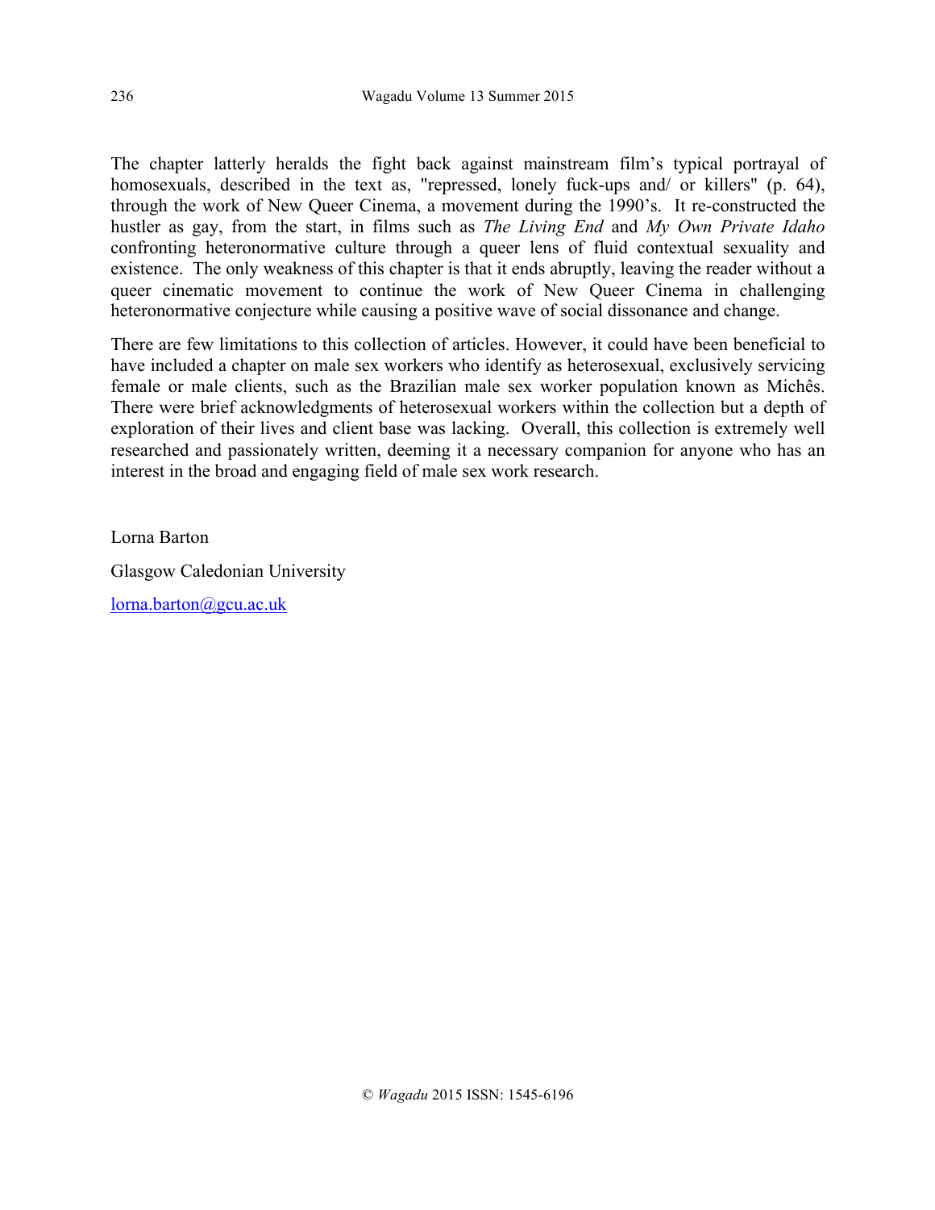The chapter latterly heralds the fight back against mainstream film's typical portrayal of homosexuals, described in the text as, "repressed, lonely fuck-ups and/ or killers" (p. 64), through the work of New Queer Cinema, a movement during the 1990's. It re-constructed the hustler as gay, from the start, in films such as *The Living End* and *My Own Private Idaho* confronting heteronormative culture through a queer lens of fluid contextual sexuality and existence. The only weakness of this chapter is that it ends abruptly, leaving the reader without a queer cinematic movement to continue the work of New Queer Cinema in challenging heteronormative conjecture while causing a positive wave of social dissonance and change.

There are few limitations to this collection of articles. However, it could have been beneficial to have included a chapter on male sex workers who identify as heterosexual, exclusively servicing female or male clients, such as the Brazilian male sex worker population known as Michês. There were brief acknowledgments of heterosexual workers within the collection but a depth of exploration of their lives and client base was lacking. Overall, this collection is extremely well researched and passionately written, deeming it a necessary companion for anyone who has an interest in the broad and engaging field of male sex work research.

Lorna Barton

Glasgow Caledonian University

lorna.barton@gcu.ac.uk

© *Wagadu* 2015 ISSN: 1545-6196